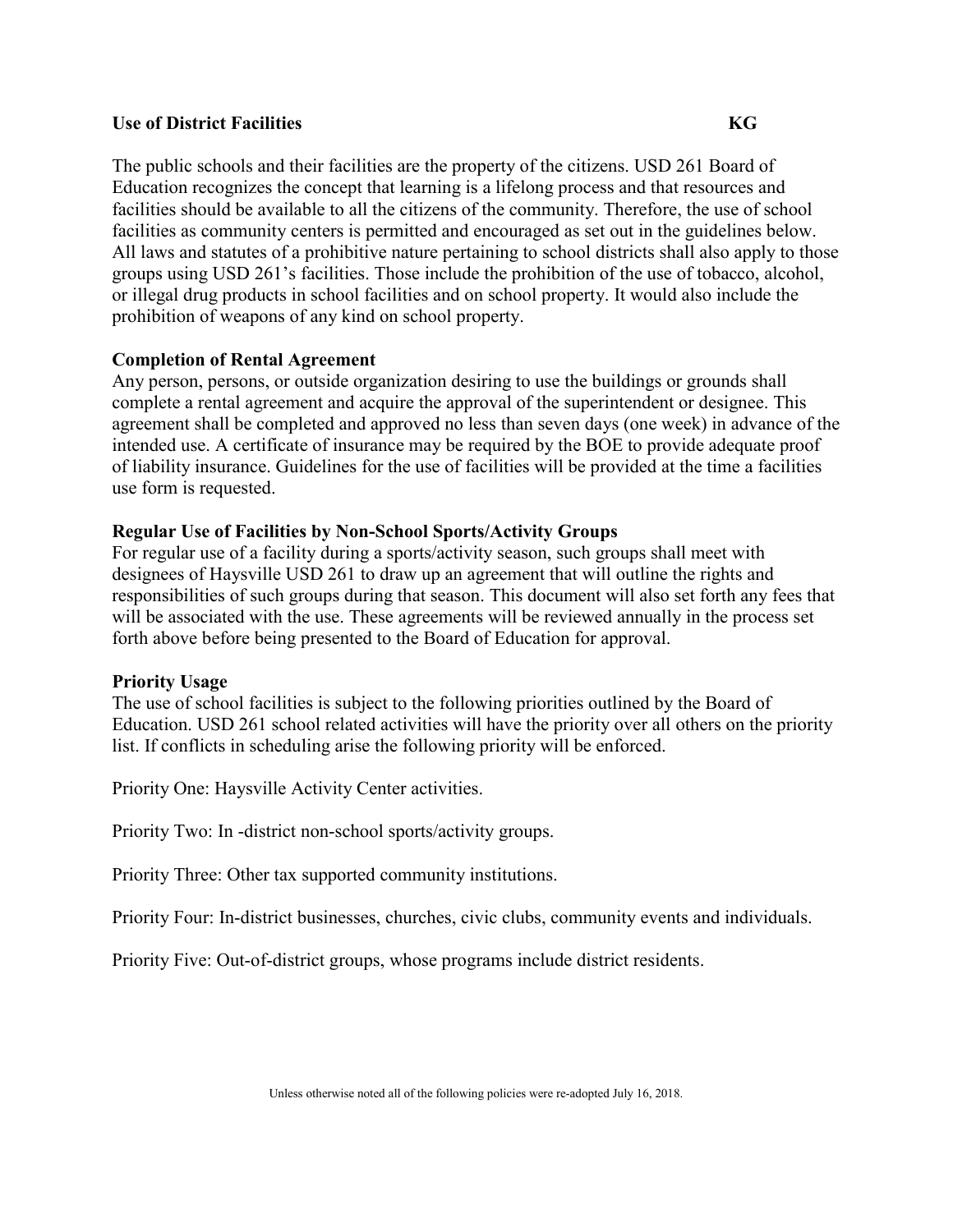# Use of District Facilities KG

The public schools and their facilities are the property of the citizens. USD 261 Board of Education recognizes the concept that learning is a lifelong process and that resources and facilities should be available to all the citizens of the community. Therefore, the use of school facilities as community centers is permitted and encouraged as set out in the guidelines below. All laws and statutes of a prohibitive nature pertaining to school districts shall also apply to those groups using USD 261's facilities. Those include the prohibition of the use of tobacco, alcohol, or illegal drug products in school facilities and on school property. It would also include the prohibition of weapons of any kind on school property.

## Completion of Rental Agreement

Any person, persons, or outside organization desiring to use the buildings or grounds shall complete a rental agreement and acquire the approval of the superintendent or designee. This agreement shall be completed and approved no less than seven days (one week) in advance of the intended use. A certificate of insurance may be required by the BOE to provide adequate proof of liability insurance. Guidelines for the use of facilities will be provided at the time a facilities use form is requested.

## Regular Use of Facilities by Non-School Sports/Activity Groups

For regular use of a facility during a sports/activity season, such groups shall meet with designees of Haysville USD 261 to draw up an agreement that will outline the rights and responsibilities of such groups during that season. This document will also set forth any fees that will be associated with the use. These agreements will be reviewed annually in the process set forth above before being presented to the Board of Education for approval.

## Priority Usage

The use of school facilities is subject to the following priorities outlined by the Board of Education. USD 261 school related activities will have the priority over all others on the priority list. If conflicts in scheduling arise the following priority will be enforced.

Priority One: Haysville Activity Center activities.

Priority Two: In -district non-school sports/activity groups.

Priority Three: Other tax supported community institutions.

Priority Four: In-district businesses, churches, civic clubs, community events and individuals.

Priority Five: Out-of-district groups, whose programs include district residents.

Unless otherwise noted all of the following policies were re-adopted July 16, 2018.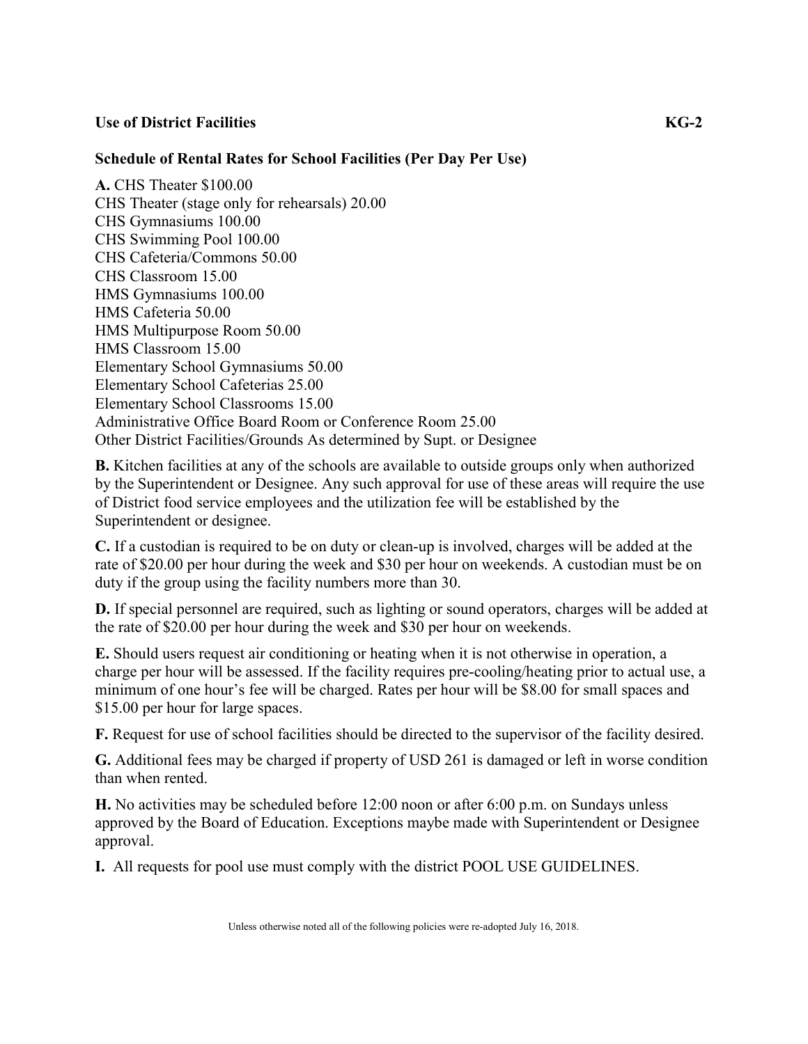**Use of District Facilities** **KG-2**

**Schedule of Rental Rates for School Facilities (Per Day Per Use)**

**A.** CHS Theater $100.00
CHS Theater (stage only for rehearsals) 20.00
CHS Gymnasiums 100.00
CHS Swimming Pool 100.00
CHS Cafeteria/Commons 50.00
CHS Classroom 15.00
HMS Gymnasiums 100.00
HMS Cafeteria 50.00
HMS Multipurpose Room 50.00
HMS Classroom 15.00
Elementary School Gymnasiums 50.00
Elementary School Cafeterias 25.00
Elementary School Classrooms 15.00
Administrative Office Board Room or Conference Room 25.00
Other District Facilities/Grounds As determined by Supt. or Designee

**B.** Kitchen facilities at any of the schools are available to outside groups only when authorized by the Superintendent or Designee. Any such approval for use of these areas will require the use of District food service employees and the utilization fee will be established by the Superintendent or designee.

**C.** If a custodian is required to be on duty or clean-up is involved, charges will be added at the rate of $20.00 per hour during the week and $30 per hour on weekends. A custodian must be on duty if the group using the facility numbers more than 30.

**D.** If special personnel are required, such as lighting or sound operators, charges will be added at the rate of $20.00 per hour during the week and $30 per hour on weekends.

**E.** Should users request air conditioning or heating when it is not otherwise in operation, a charge per hour will be assessed. If the facility requires pre-cooling/heating prior to actual use, a minimum of one hour's fee will be charged. Rates per hour will be $8.00 for small spaces and $15.00 per hour for large spaces.

**F.** Request for use of school facilities should be directed to the supervisor of the facility desired.

**G.** Additional fees may be charged if property of USD 261 is damaged or left in worse condition than when rented.

**H.** No activities may be scheduled before 12:00 noon or after 6:00 p.m. on Sundays unless approved by the Board of Education. Exceptions maybe made with Superintendent or Designee approval.

**I.** All requests for pool use must comply with the district POOL USE GUIDELINES.

Unless otherwise noted all of the following policies were re-adopted July 16, 2018.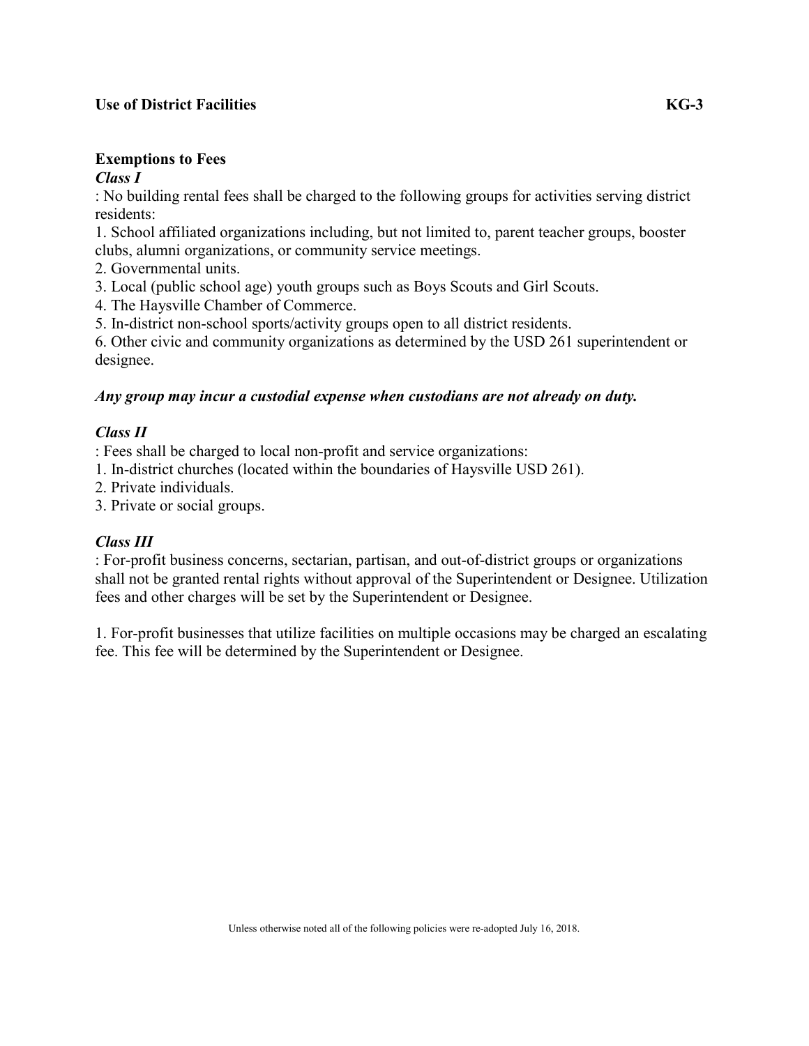**Use of District Facilities** **KG-3**

## Exemptions to Fees

***Class I***

: No building rental fees shall be charged to the following groups for activities serving district residents:

1. School affiliated organizations including, but not limited to, parent teacher groups, booster clubs, alumni organizations, or community service meetings.
2. Governmental units.
3. Local (public school age) youth groups such as Boys Scouts and Girl Scouts.
4. The Haysville Chamber of Commerce.
5. In-district non-school sports/activity groups open to all district residents.
6. Other civic and community organizations as determined by the USD 261 superintendent or designee.

***Any group may incur a custodial expense when custodians are not already on duty.***

***Class II***

: Fees shall be charged to local non-profit and service organizations:

1. In-district churches (located within the boundaries of Haysville USD 261).
2. Private individuals.
3. Private or social groups.

***Class III***

: For-profit business concerns, sectarian, partisan, and out-of-district groups or organizations shall not be granted rental rights without approval of the Superintendent or Designee. Utilization fees and other charges will be set by the Superintendent or Designee.

1. For-profit businesses that utilize facilities on multiple occasions may be charged an escalating fee. This fee will be determined by the Superintendent or Designee.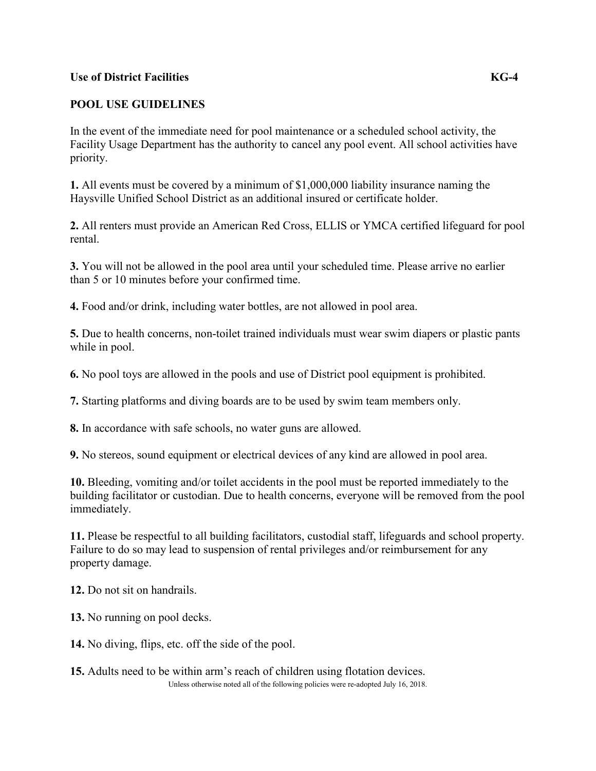## POOL USE GUIDELINES

In the event of the immediate need for pool maintenance or a scheduled school activity, the Facility Usage Department has the authority to cancel any pool event. All school activities have priority.

**1.** All events must be covered by a minimum of $1,000,000 liability insurance naming the Haysville Unified School District as an additional insured or certificate holder.

**2.** All renters must provide an American Red Cross, ELLIS or YMCA certified lifeguard for pool rental.

**3.** You will not be allowed in the pool area until your scheduled time. Please arrive no earlier than 5 or 10 minutes before your confirmed time.

**4.** Food and/or drink, including water bottles, are not allowed in pool area.

**5.** Due to health concerns, non-toilet trained individuals must wear swim diapers or plastic pants while in pool.

**6.** No pool toys are allowed in the pools and use of District pool equipment is prohibited.

**7.** Starting platforms and diving boards are to be used by swim team members only.

**8.** In accordance with safe schools, no water guns are allowed.

**9.** No stereos, sound equipment or electrical devices of any kind are allowed in pool area.

**10.** Bleeding, vomiting and/or toilet accidents in the pool must be reported immediately to the building facilitator or custodian. Due to health concerns, everyone will be removed from the pool immediately.

**11.** Please be respectful to all building facilitators, custodial staff, lifeguards and school property. Failure to do so may lead to suspension of rental privileges and/or reimbursement for any property damage.

**12.** Do not sit on handrails.

**13.** No running on pool decks.

**14.** No diving, flips, etc. off the side of the pool.

**15.** Adults need to be within arm's reach of children using flotation devices.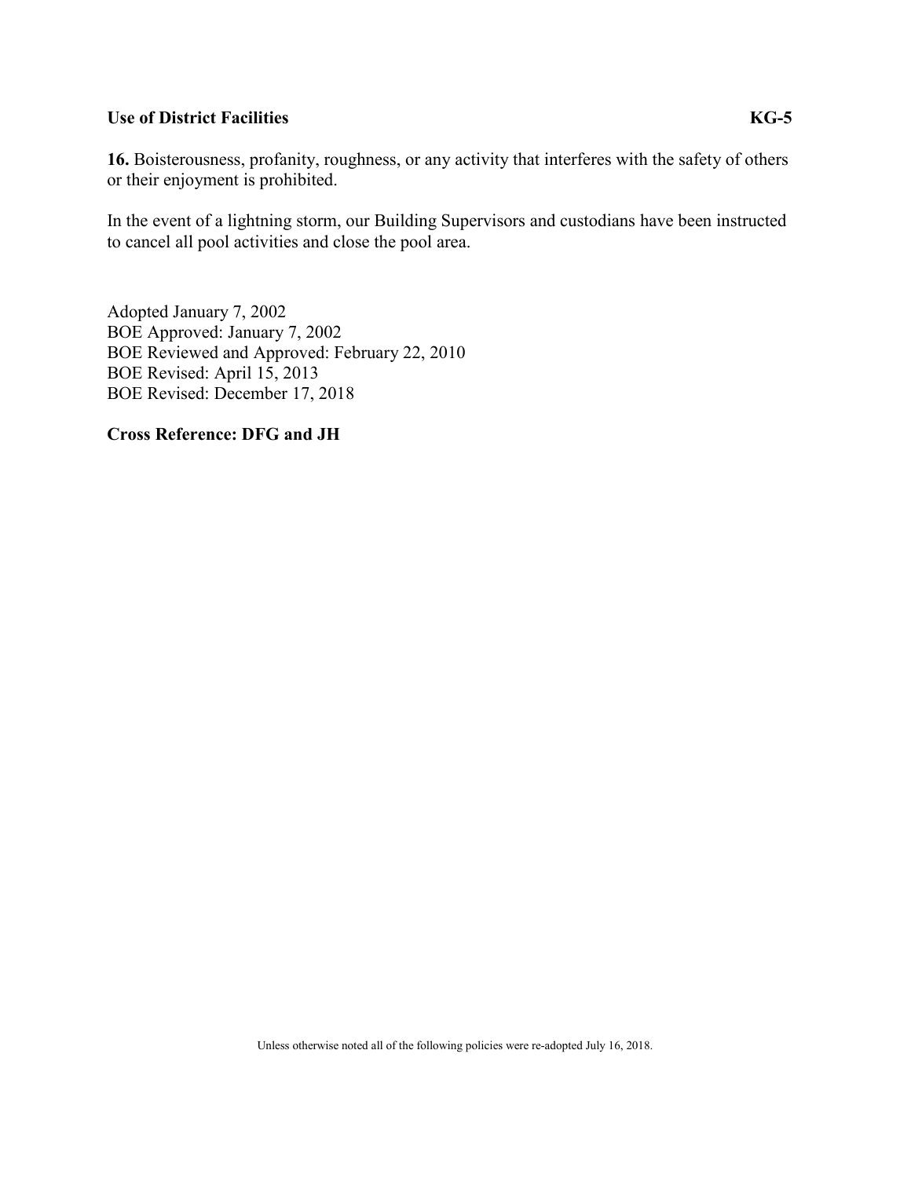**16.** Boisterousness, profanity, roughness, or any activity that interferes with the safety of others or their enjoyment is prohibited.

In the event of a lightning storm, our Building Supervisors and custodians have been instructed to cancel all pool activities and close the pool area.

Adopted January 7, 2002
BOE Approved: January 7, 2002
BOE Reviewed and Approved: February 22, 2010
BOE Revised: April 15, 2013
BOE Revised: December 17, 2018

**Cross Reference: DFG and JH**